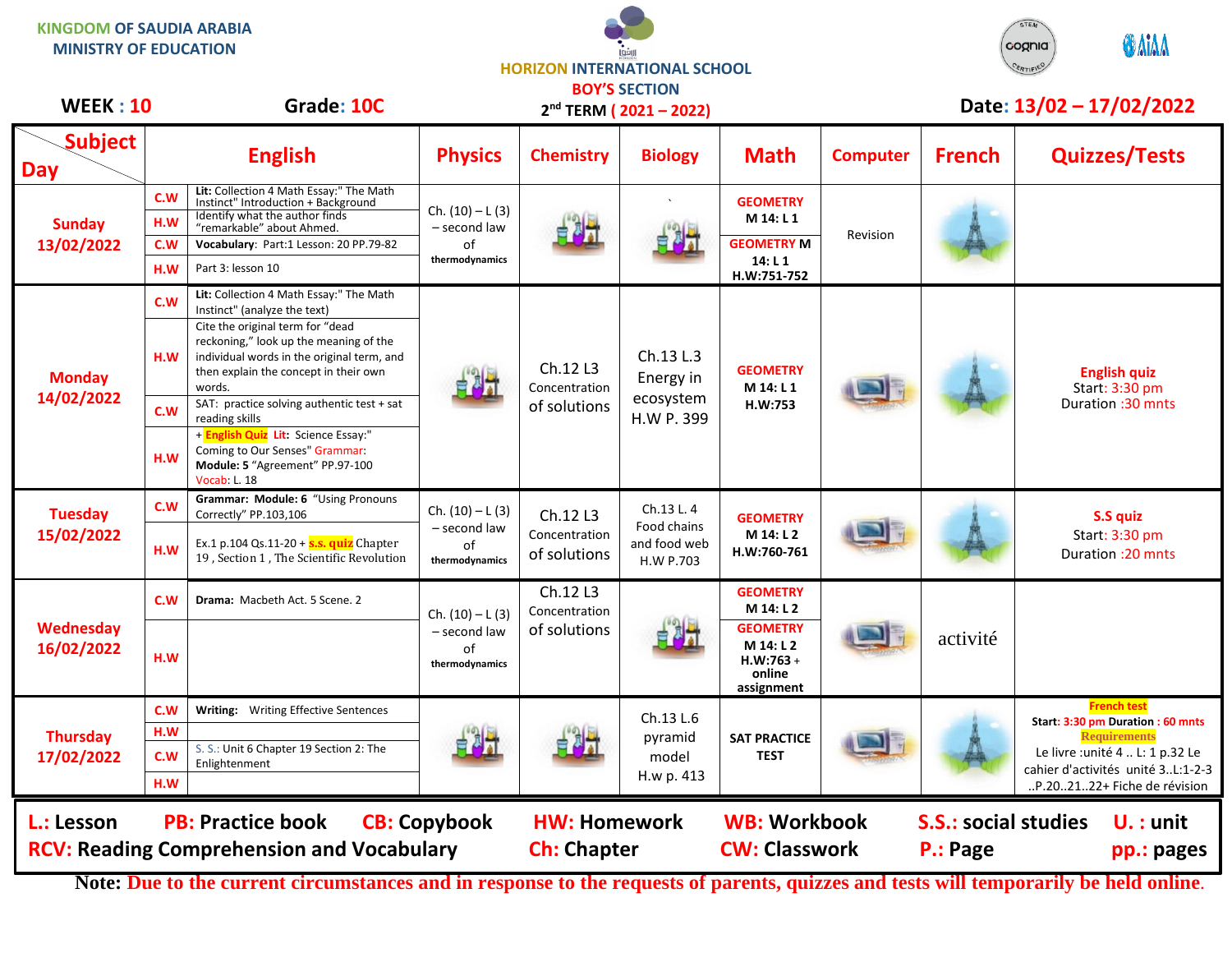KINGDOM OF SAUDIA ARABIA
MINISTRY OF EDUCATION

HORIZON INTERNATIONAL SCHOOL
BOY'S SECTION
2nd TERM ( 2021 – 2022)

**WEEK : 10** **Grade: 10C** **Date: 13/02 – 17/02/2022**

| Day \ Subject | | English | Physics | Chemistry | Biology | Math | Computer | French | Quizzes/Tests |
|---|---|---|---|---|---|---|---|---|---|
| Sunday 13/02/2022 | C.W | Lit: Collection 4 Math Essay:" The Math Instinct" Introduction + Background | Ch. (10) – L (3) – second law of thermodynamics | | ` | GEOMETRY M 14: L 1 | Revision | | |
| | H.W | Identify what the author finds "remarkable" about Ahmed. | | | | | | | |
| | C.W | Vocabulary: Part:1 Lesson: 20 PP.79-82 | | | | GEOMETRY M 14: L 1 H.W:751-752 | | | |
| | H.W | Part 3: lesson 10 | | | | | | | |
| Monday 14/02/2022 | C.W | Lit: Collection 4 Math Essay:" The Math Instinct" (analyze the text) | | Ch.12 L3 Concentration of solutions | Ch.13 L.3 Energy in ecosystem H.W P. 399 | GEOMETRY M 14: L 1 H.W:753 | | | English quiz Start: 3:30 pm Duration :30 mnts |
| | H.W | Cite the original term for "dead reckoning," look up the meaning of the individual words in the original term, and then explain the concept in their own words. | | | | | | | |
| | C.W | SAT: practice solving authentic test + sat reading skills | | | | | | | |
| | H.W | + English Quiz Lit: Science Essay:" Coming to Our Senses" Grammar: Module: 5 "Agreement" PP.97-100 Vocab: L. 18 | | | | | | | |
| Tuesday 15/02/2022 | C.W | Grammar: Module: 6 "Using Pronouns Correctly" PP.103,106 | Ch. (10) – L (3) – second law of thermodynamics | Ch.12 L3 Concentration of solutions | Ch.13 L. 4 Food chains and food web H.W P.703 | GEOMETRY M 14: L 2 H.W:760-761 | | | S.S quiz Start: 3:30 pm Duration :20 mnts |
| | H.W | Ex.1 p.104 Qs.11-20 + s.s. quiz Chapter 19 , Section 1 , The Scientific Revolution | | | | | | | |
| Wednesday 16/02/2022 | C.W | Drama: Macbeth Act. 5 Scene. 2 | Ch. (10) – L (3) – second law of thermodynamics | Ch.12 L3 Concentration of solutions | | GEOMETRY M 14: L 2 | | activité | |
| | H.W | | | | | GEOMETRY M 14: L 2 H.W:763 + online assignment | | | |
| Thursday 17/02/2022 | C.W | Writing: Writing Effective Sentences | | | Ch.13 L.6 pyramid model H.w p. 413 | SAT PRACTICE TEST | | | French test Start: 3:30 pm Duration : 60 mnts Requirements Le livre :unité 4 .. L: 1 p.32 Le cahier d'activités unité 3..L:1-2-3 ..P.20..21..22+ Fiche de révision |
| | H.W | | | | | | | | |
| | C.W | S. S.: Unit 6 Chapter 19 Section 2: The Enlightenment | | | | | | | |
| | H.W | | | | | | | | |

**L.: Lesson** **PB: Practice book** **CB: Copybook** **HW: Homework** **WB: Workbook** **S.S.: social studies** **U. : unit**
**RCV: Reading Comprehension and Vocabulary** **Ch: Chapter** **CW: Classwork** **P.: Page** **pp.: pages**

**Note:** Due to the current circumstances and in response to the requests of parents, quizzes and tests will temporarily be held online.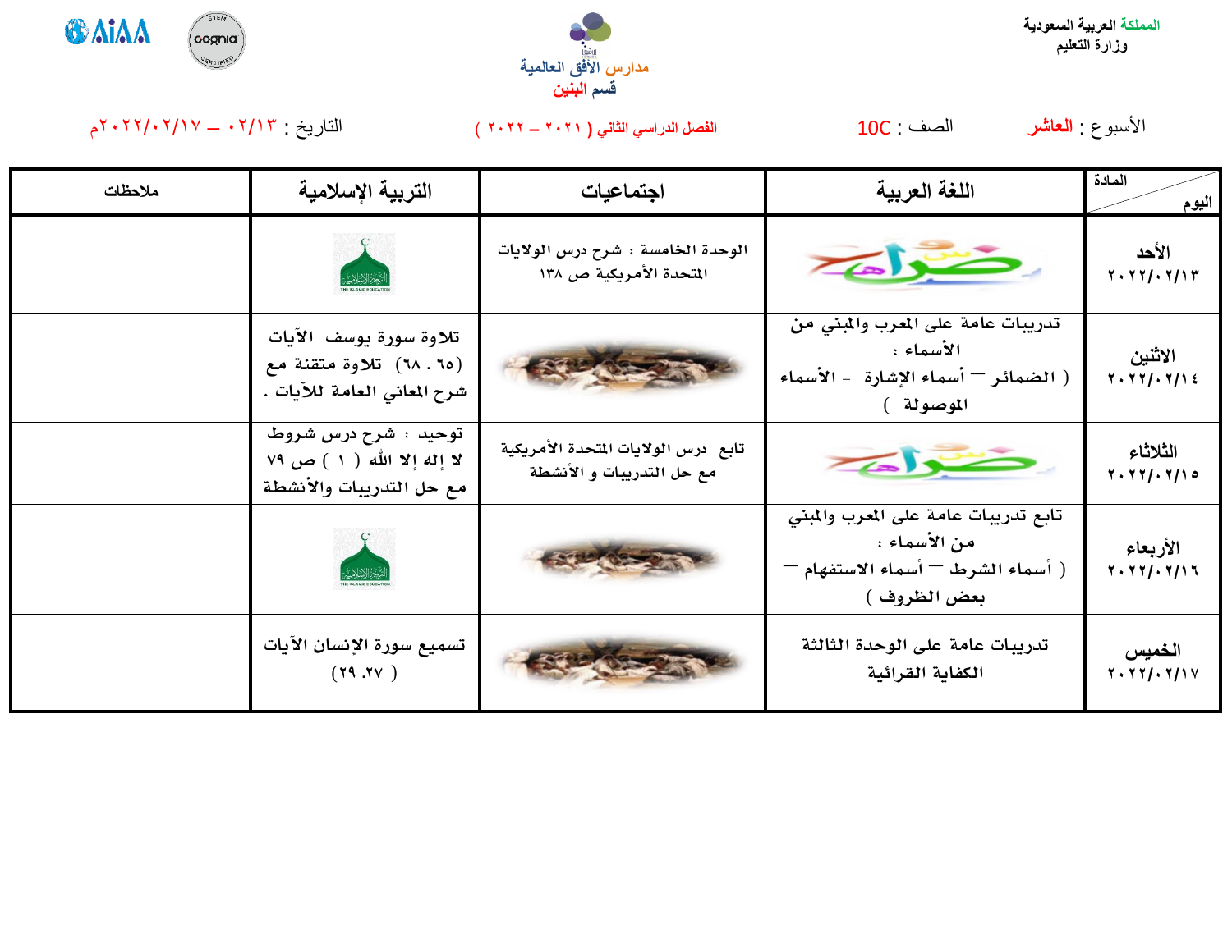المملكة العربية السعودية
وزارة التعليم

مدارس الأفق العالمية
قسم البنين

الأسبوع : العاشر　　الصف : 10C　　الفصل الدراسي الثاني ( ٢٠٢١ – ٢٠٢٢ )　　التاريخ : ٠٢/١٣ – ٢٠٢٢/٠٢/١٧م

| اليوم / المادة | اللغة العربية | اجتماعيات | التربية الإسلامية | ملاحظات |
|---|---|---|---|---|
| الأحد ٢٠٢٢/٠٢/١٣ | | الوحدة الخامسة : شرح درس الولايات المتحدة الأمريكية ص ١٣٨ | | |
| الاثنين ٢٠٢٢/٠٢/١٤ | تدريبات عامة على المعرب والمبني من الأسماء : ( الضمائر – أسماء الإشارة – الأسماء الموصولة ) | | تلاوة سورة يوسف الآيات (٦٥ . ٦٨) تلاوة متقنة مع شرح المعاني العامة للآيات . | |
| الثلاثاء ٢٠٢٢/٠٢/١٥ | | تابع درس الولايات المتحدة الأمريكية مع حل التدريبات و الأنشطة | توحيد : شرح درس شروط لا إله إلا الله ( ١ ) ص ٧٩ مع حل التدريبات والأنشطة | |
| الأربعاء ٢٠٢٢/٠٢/١٦ | تابع تدريبات عامة على المعرب والمبني من الأسماء : ( أسماء الشرط – أسماء الاستفهام – بعض الظروف ) | | | |
| الخميس ٢٠٢٢/٠٢/١٧ | تدريبات عامة على الوحدة الثالثة الكفاية القرائية | | تسميع سورة الإنسان الآيات ( ٢٧. ٢٩) | |